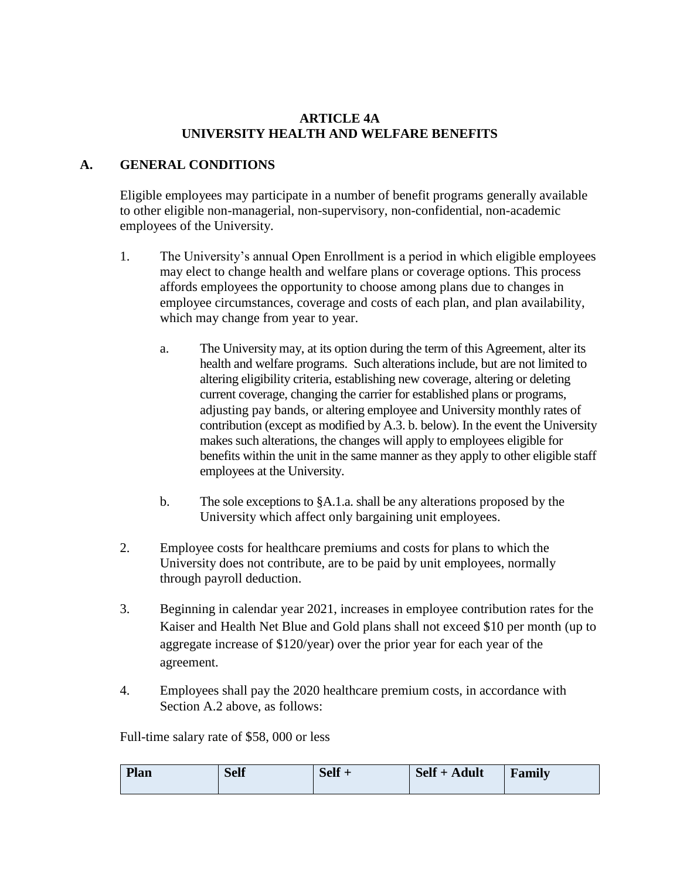# ARTICLE 4A
# UNIVERSITY HEALTH AND WELFARE BENEFITS

## A. GENERAL CONDITIONS

Eligible employees may participate in a number of benefit programs generally available to other eligible non-managerial, non-supervisory, non-confidential, non-academic employees of the University.

1. The University's annual Open Enrollment is a period in which eligible employees may elect to change health and welfare plans or coverage options. This process affords employees the opportunity to choose among plans due to changes in employee circumstances, coverage and costs of each plan, and plan availability, which may change from year to year.

    a. The University may, at its option during the term of this Agreement, alter its health and welfare programs. Such alterations include, but are not limited to altering eligibility criteria, establishing new coverage, altering or deleting current coverage, changing the carrier for established plans or programs, adjusting pay bands, or altering employee and University monthly rates of contribution (except as modified by A.3. b. below). In the event the University makes such alterations, the changes will apply to employees eligible for benefits within the unit in the same manner as they apply to other eligible staff employees at the University.

    b. The sole exceptions to §A.1.a. shall be any alterations proposed by the University which affect only bargaining unit employees.

2. Employee costs for healthcare premiums and costs for plans to which the University does not contribute, are to be paid by unit employees, normally through payroll deduction.

3. Beginning in calendar year 2021, increases in employee contribution rates for the Kaiser and Health Net Blue and Gold plans shall not exceed $10 per month (up to aggregate increase of $120/year) over the prior year for each year of the agreement.

4. Employees shall pay the 2020 healthcare premium costs, in accordance with Section A.2 above, as follows:

Full-time salary rate of $58, 000 or less

| Plan | Self | Self + | Self + Adult | Family |
|---|---|---|---|---|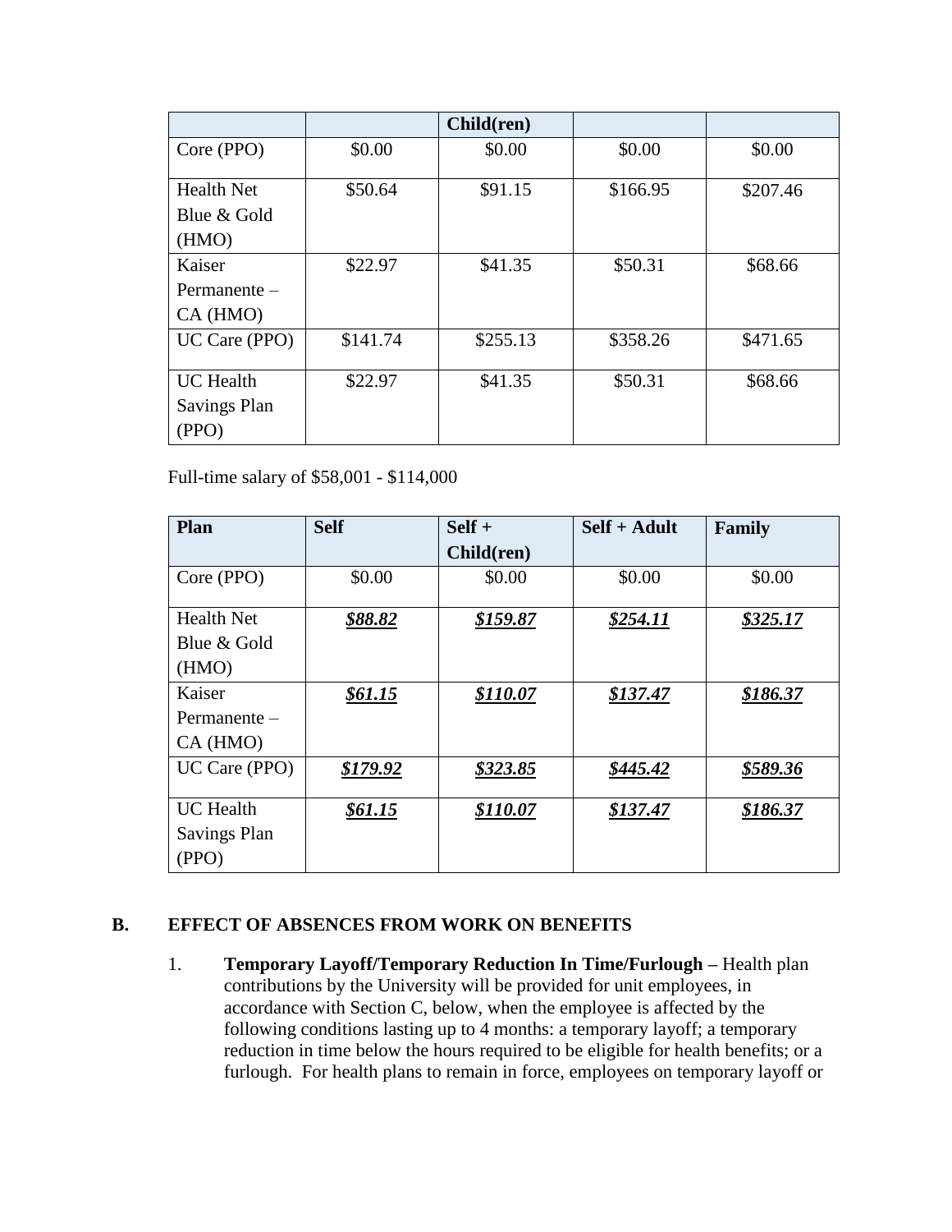| | | Child(ren) | | |
|---|---|---|---|---|
| Core (PPO) | $0.00 | $0.00 | $0.00 | $0.00 |
| Health Net Blue & Gold (HMO) | $50.64 | $91.15 | $166.95 | $207.46 |
| Kaiser Permanente – CA (HMO) | $22.97 | $41.35 | $50.31 | $68.66 |
| UC Care (PPO) | $141.74 | $255.13 | $358.26 | $471.65 |
| UC Health Savings Plan (PPO) | $22.97 | $41.35 | $50.31 | $68.66 |

Full-time salary of $58,001 - $114,000

| Plan | Self | Self + Child(ren) | Self + Adult | Family |
|---|---|---|---|---|
| Core (PPO) | $0.00 | $0.00 | $0.00 | $0.00 |
| Health Net Blue & Gold (HMO) | ***$88.82*** | ***$159.87*** | ***$254.11*** | ***$325.17*** |
| Kaiser Permanente – CA (HMO) | ***$61.15*** | ***$110.07*** | ***$137.47*** | ***$186.37*** |
| UC Care (PPO) | ***$179.92*** | ***$323.85*** | ***$445.42*** | ***$589.36*** |
| UC Health Savings Plan (PPO) | ***$61.15*** | ***$110.07*** | ***$137.47*** | ***$186.37*** |

## B. EFFECT OF ABSENCES FROM WORK ON BENEFITS

1. **Temporary Layoff/Temporary Reduction In Time/Furlough –** Health plan contributions by the University will be provided for unit employees, in accordance with Section C, below, when the employee is affected by the following conditions lasting up to 4 months: a temporary layoff; a temporary reduction in time below the hours required to be eligible for health benefits; or a furlough. For health plans to remain in force, employees on temporary layoff or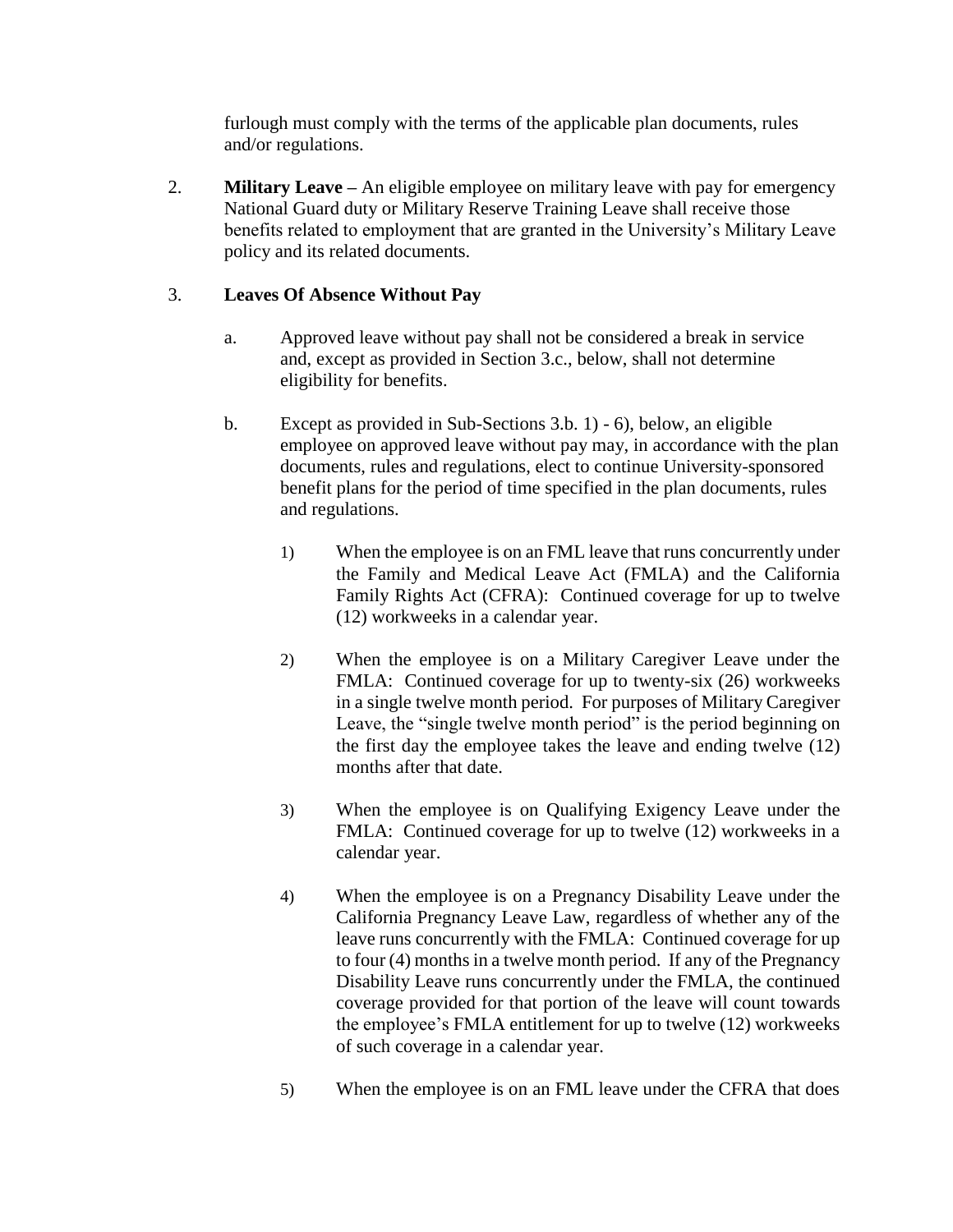furlough must comply with the terms of the applicable plan documents, rules and/or regulations.

2. **Military Leave –** An eligible employee on military leave with pay for emergency National Guard duty or Military Reserve Training Leave shall receive those benefits related to employment that are granted in the University's Military Leave policy and its related documents.

3. **Leaves Of Absence Without Pay**

   a. Approved leave without pay shall not be considered a break in service and, except as provided in Section 3.c., below, shall not determine eligibility for benefits.

   b. Except as provided in Sub-Sections 3.b. 1) - 6), below, an eligible employee on approved leave without pay may, in accordance with the plan documents, rules and regulations, elect to continue University-sponsored benefit plans for the period of time specified in the plan documents, rules and regulations.

      1) When the employee is on an FML leave that runs concurrently under the Family and Medical Leave Act (FMLA) and the California Family Rights Act (CFRA): Continued coverage for up to twelve (12) workweeks in a calendar year.

      2) When the employee is on a Military Caregiver Leave under the FMLA: Continued coverage for up to twenty-six (26) workweeks in a single twelve month period. For purposes of Military Caregiver Leave, the "single twelve month period" is the period beginning on the first day the employee takes the leave and ending twelve (12) months after that date.

      3) When the employee is on Qualifying Exigency Leave under the FMLA: Continued coverage for up to twelve (12) workweeks in a calendar year.

      4) When the employee is on a Pregnancy Disability Leave under the California Pregnancy Leave Law, regardless of whether any of the leave runs concurrently with the FMLA: Continued coverage for up to four (4) months in a twelve month period. If any of the Pregnancy Disability Leave runs concurrently under the FMLA, the continued coverage provided for that portion of the leave will count towards the employee's FMLA entitlement for up to twelve (12) workweeks of such coverage in a calendar year.

      5) When the employee is on an FML leave under the CFRA that does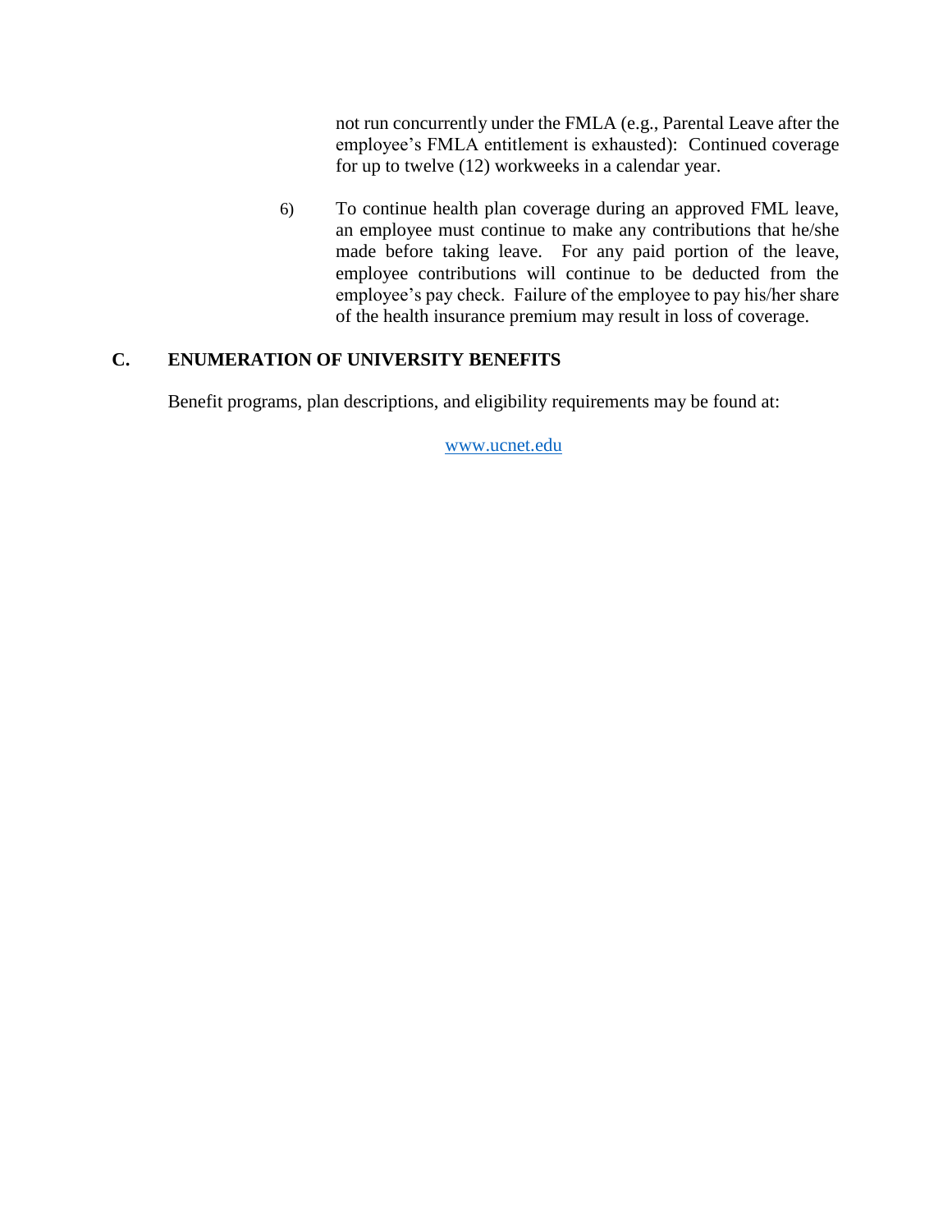not run concurrently under the FMLA (e.g., Parental Leave after the employee's FMLA entitlement is exhausted): Continued coverage for up to twelve (12) workweeks in a calendar year.

6) To continue health plan coverage during an approved FML leave, an employee must continue to make any contributions that he/she made before taking leave. For any paid portion of the leave, employee contributions will continue to be deducted from the employee's pay check. Failure of the employee to pay his/her share of the health insurance premium may result in loss of coverage.

## C. ENUMERATION OF UNIVERSITY BENEFITS

Benefit programs, plan descriptions, and eligibility requirements may be found at:

[www.ucnet.edu](http://www.ucnet.edu)